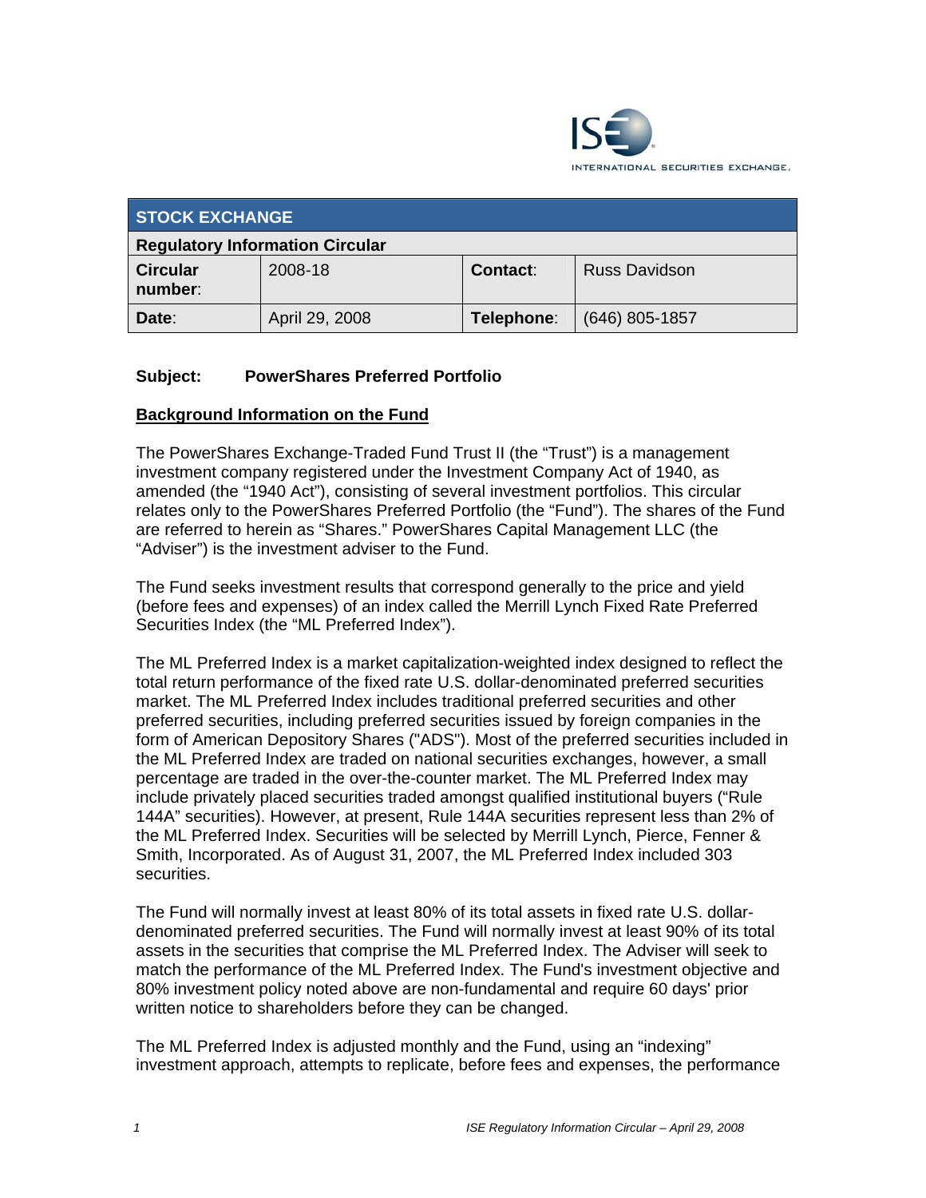ISE INTERNATIONAL SECURITIES EXCHANGE.

| STOCK EXCHANGE | | | |
|---|---|---|---|
| **Regulatory Information Circular** | | | |
| **Circular number**: | 2008-18 | **Contact**: | Russ Davidson |
| **Date**: | April 29, 2008 | **Telephone**: | (646) 805-1857 |

**Subject: PowerShares Preferred Portfolio**

**Background Information on the Fund**

The PowerShares Exchange-Traded Fund Trust II (the "Trust") is a management investment company registered under the Investment Company Act of 1940, as amended (the "1940 Act"), consisting of several investment portfolios. This circular relates only to the PowerShares Preferred Portfolio (the "Fund"). The shares of the Fund are referred to herein as "Shares." PowerShares Capital Management LLC (the "Adviser") is the investment adviser to the Fund.

The Fund seeks investment results that correspond generally to the price and yield (before fees and expenses) of an index called the Merrill Lynch Fixed Rate Preferred Securities Index (the "ML Preferred Index").

The ML Preferred Index is a market capitalization-weighted index designed to reflect the total return performance of the fixed rate U.S. dollar-denominated preferred securities market. The ML Preferred Index includes traditional preferred securities and other preferred securities, including preferred securities issued by foreign companies in the form of American Depository Shares ("ADS"). Most of the preferred securities included in the ML Preferred Index are traded on national securities exchanges, however, a small percentage are traded in the over-the-counter market. The ML Preferred Index may include privately placed securities traded amongst qualified institutional buyers ("Rule 144A" securities). However, at present, Rule 144A securities represent less than 2% of the ML Preferred Index. Securities will be selected by Merrill Lynch, Pierce, Fenner & Smith, Incorporated. As of August 31, 2007, the ML Preferred Index included 303 securities.

The Fund will normally invest at least 80% of its total assets in fixed rate U.S. dollar-denominated preferred securities. The Fund will normally invest at least 90% of its total assets in the securities that comprise the ML Preferred Index. The Adviser will seek to match the performance of the ML Preferred Index. The Fund's investment objective and 80% investment policy noted above are non-fundamental and require 60 days' prior written notice to shareholders before they can be changed.

The ML Preferred Index is adjusted monthly and the Fund, using an "indexing" investment approach, attempts to replicate, before fees and expenses, the performance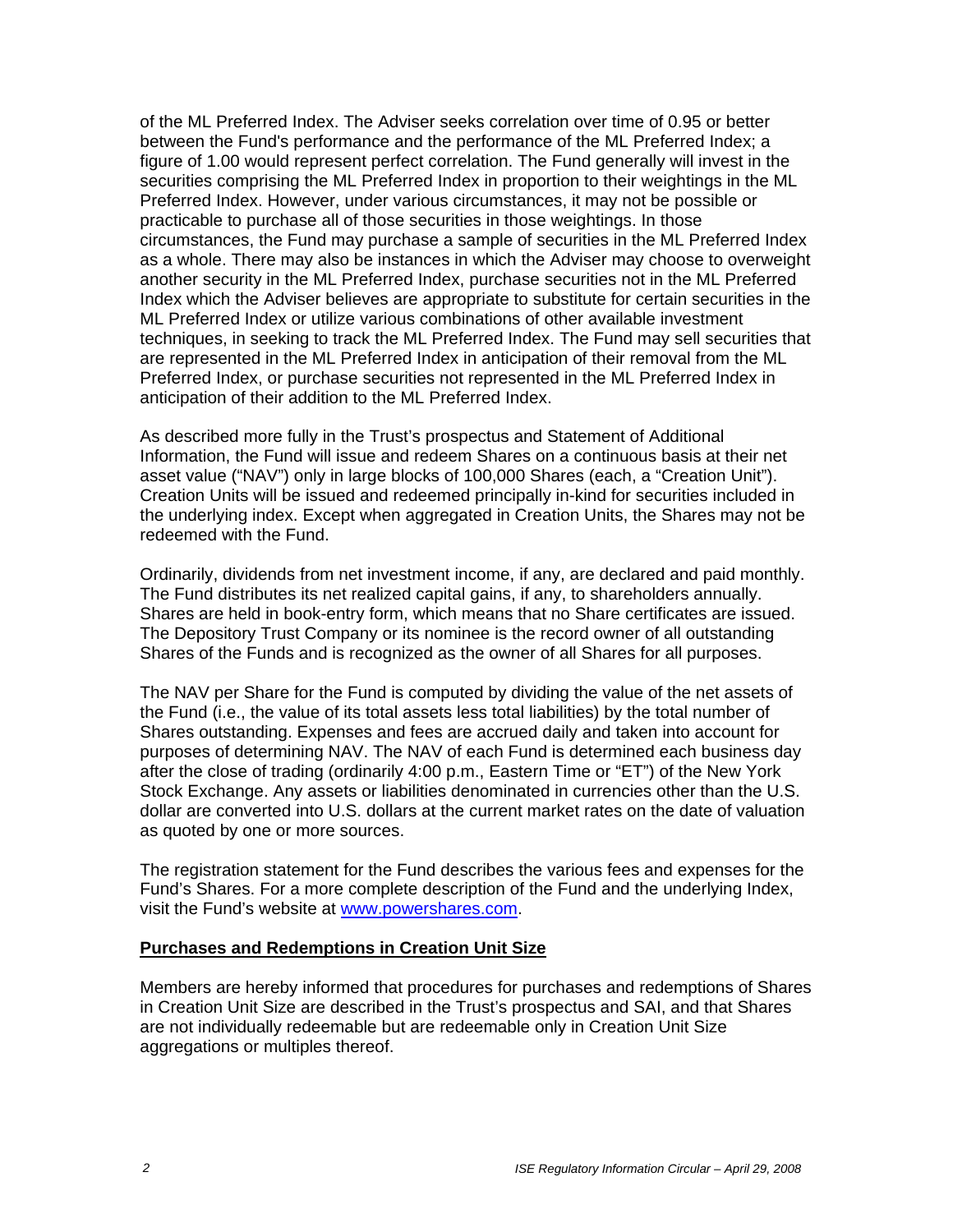of the ML Preferred Index. The Adviser seeks correlation over time of 0.95 or better between the Fund's performance and the performance of the ML Preferred Index; a figure of 1.00 would represent perfect correlation. The Fund generally will invest in the securities comprising the ML Preferred Index in proportion to their weightings in the ML Preferred Index. However, under various circumstances, it may not be possible or practicable to purchase all of those securities in those weightings. In those circumstances, the Fund may purchase a sample of securities in the ML Preferred Index as a whole. There may also be instances in which the Adviser may choose to overweight another security in the ML Preferred Index, purchase securities not in the ML Preferred Index which the Adviser believes are appropriate to substitute for certain securities in the ML Preferred Index or utilize various combinations of other available investment techniques, in seeking to track the ML Preferred Index. The Fund may sell securities that are represented in the ML Preferred Index in anticipation of their removal from the ML Preferred Index, or purchase securities not represented in the ML Preferred Index in anticipation of their addition to the ML Preferred Index.

As described more fully in the Trust's prospectus and Statement of Additional Information, the Fund will issue and redeem Shares on a continuous basis at their net asset value ("NAV") only in large blocks of 100,000 Shares (each, a "Creation Unit"). Creation Units will be issued and redeemed principally in-kind for securities included in the underlying index. Except when aggregated in Creation Units, the Shares may not be redeemed with the Fund.

Ordinarily, dividends from net investment income, if any, are declared and paid monthly. The Fund distributes its net realized capital gains, if any, to shareholders annually. Shares are held in book-entry form, which means that no Share certificates are issued. The Depository Trust Company or its nominee is the record owner of all outstanding Shares of the Funds and is recognized as the owner of all Shares for all purposes.

The NAV per Share for the Fund is computed by dividing the value of the net assets of the Fund (i.e., the value of its total assets less total liabilities) by the total number of Shares outstanding. Expenses and fees are accrued daily and taken into account for purposes of determining NAV. The NAV of each Fund is determined each business day after the close of trading (ordinarily 4:00 p.m., Eastern Time or "ET") of the New York Stock Exchange. Any assets or liabilities denominated in currencies other than the U.S. dollar are converted into U.S. dollars at the current market rates on the date of valuation as quoted by one or more sources.

The registration statement for the Fund describes the various fees and expenses for the Fund's Shares. For a more complete description of the Fund and the underlying Index, visit the Fund's website at www.powershares.com.

**Purchases and Redemptions in Creation Unit Size**

Members are hereby informed that procedures for purchases and redemptions of Shares in Creation Unit Size are described in the Trust's prospectus and SAI, and that Shares are not individually redeemable but are redeemable only in Creation Unit Size aggregations or multiples thereof.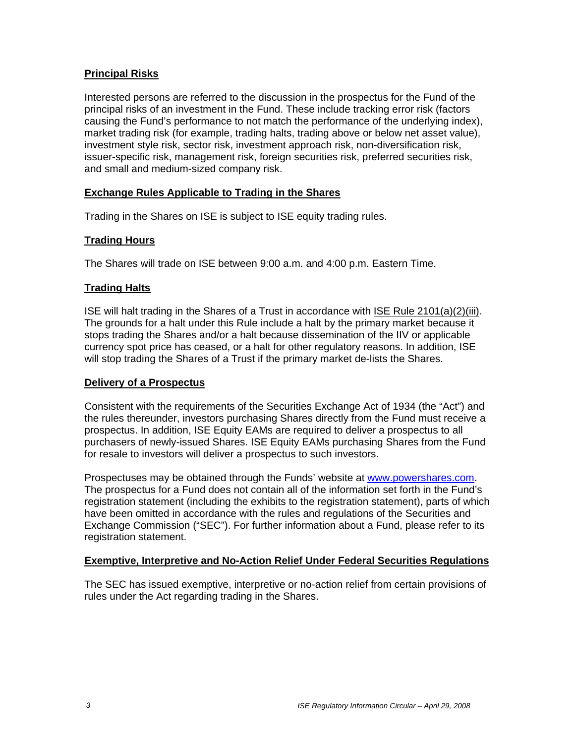**Principal Risks**

Interested persons are referred to the discussion in the prospectus for the Fund of the principal risks of an investment in the Fund. These include tracking error risk (factors causing the Fund's performance to not match the performance of the underlying index), market trading risk (for example, trading halts, trading above or below net asset value), investment style risk, sector risk, investment approach risk, non-diversification risk, issuer-specific risk, management risk, foreign securities risk, preferred securities risk, and small and medium-sized company risk.

**Exchange Rules Applicable to Trading in the Shares**

Trading in the Shares on ISE is subject to ISE equity trading rules.

**Trading Hours**

The Shares will trade on ISE between 9:00 a.m. and 4:00 p.m. Eastern Time.

**Trading Halts**

ISE will halt trading in the Shares of a Trust in accordance with ISE Rule 2101(a)(2)(iii). The grounds for a halt under this Rule include a halt by the primary market because it stops trading the Shares and/or a halt because dissemination of the IIV or applicable currency spot price has ceased, or a halt for other regulatory reasons. In addition, ISE will stop trading the Shares of a Trust if the primary market de-lists the Shares.

**Delivery of a Prospectus**

Consistent with the requirements of the Securities Exchange Act of 1934 (the "Act") and the rules thereunder, investors purchasing Shares directly from the Fund must receive a prospectus. In addition, ISE Equity EAMs are required to deliver a prospectus to all purchasers of newly-issued Shares. ISE Equity EAMs purchasing Shares from the Fund for resale to investors will deliver a prospectus to such investors.

Prospectuses may be obtained through the Funds' website at www.powershares.com. The prospectus for a Fund does not contain all of the information set forth in the Fund's registration statement (including the exhibits to the registration statement), parts of which have been omitted in accordance with the rules and regulations of the Securities and Exchange Commission ("SEC"). For further information about a Fund, please refer to its registration statement.

**Exemptive, Interpretive and No-Action Relief Under Federal Securities Regulations**

The SEC has issued exemptive, interpretive or no-action relief from certain provisions of rules under the Act regarding trading in the Shares.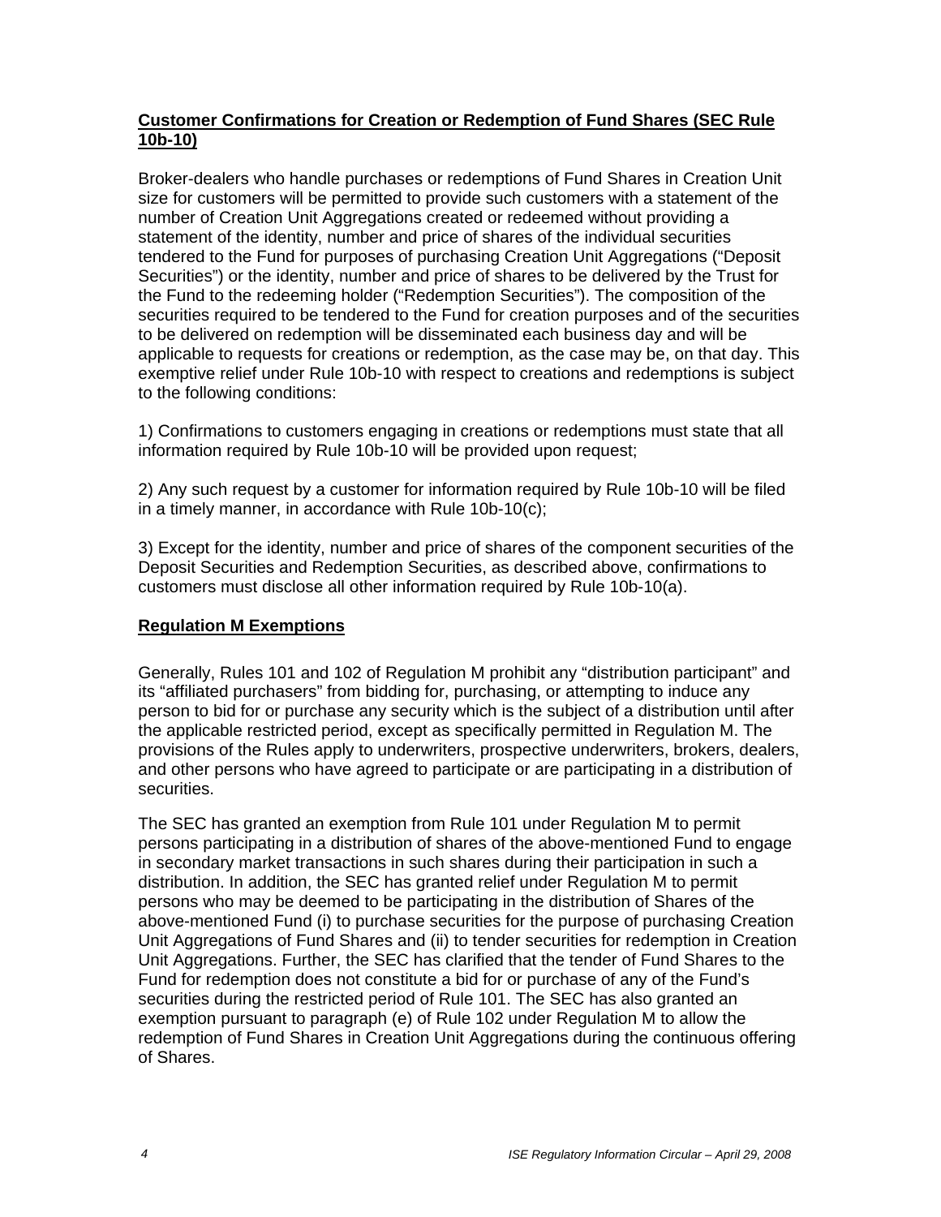## Customer Confirmations for Creation or Redemption of Fund Shares (SEC Rule 10b-10)

Broker-dealers who handle purchases or redemptions of Fund Shares in Creation Unit size for customers will be permitted to provide such customers with a statement of the number of Creation Unit Aggregations created or redeemed without providing a statement of the identity, number and price of shares of the individual securities tendered to the Fund for purposes of purchasing Creation Unit Aggregations ("Deposit Securities") or the identity, number and price of shares to be delivered by the Trust for the Fund to the redeeming holder ("Redemption Securities"). The composition of the securities required to be tendered to the Fund for creation purposes and of the securities to be delivered on redemption will be disseminated each business day and will be applicable to requests for creations or redemption, as the case may be, on that day. This exemptive relief under Rule 10b-10 with respect to creations and redemptions is subject to the following conditions:

1) Confirmations to customers engaging in creations or redemptions must state that all information required by Rule 10b-10 will be provided upon request;

2) Any such request by a customer for information required by Rule 10b-10 will be filed in a timely manner, in accordance with Rule 10b-10(c);

3) Except for the identity, number and price of shares of the component securities of the Deposit Securities and Redemption Securities, as described above, confirmations to customers must disclose all other information required by Rule 10b-10(a).

## Regulation M Exemptions

Generally, Rules 101 and 102 of Regulation M prohibit any "distribution participant" and its "affiliated purchasers" from bidding for, purchasing, or attempting to induce any person to bid for or purchase any security which is the subject of a distribution until after the applicable restricted period, except as specifically permitted in Regulation M. The provisions of the Rules apply to underwriters, prospective underwriters, brokers, dealers, and other persons who have agreed to participate or are participating in a distribution of securities.

The SEC has granted an exemption from Rule 101 under Regulation M to permit persons participating in a distribution of shares of the above-mentioned Fund to engage in secondary market transactions in such shares during their participation in such a distribution. In addition, the SEC has granted relief under Regulation M to permit persons who may be deemed to be participating in the distribution of Shares of the above-mentioned Fund (i) to purchase securities for the purpose of purchasing Creation Unit Aggregations of Fund Shares and (ii) to tender securities for redemption in Creation Unit Aggregations. Further, the SEC has clarified that the tender of Fund Shares to the Fund for redemption does not constitute a bid for or purchase of any of the Fund's securities during the restricted period of Rule 101. The SEC has also granted an exemption pursuant to paragraph (e) of Rule 102 under Regulation M to allow the redemption of Fund Shares in Creation Unit Aggregations during the continuous offering of Shares.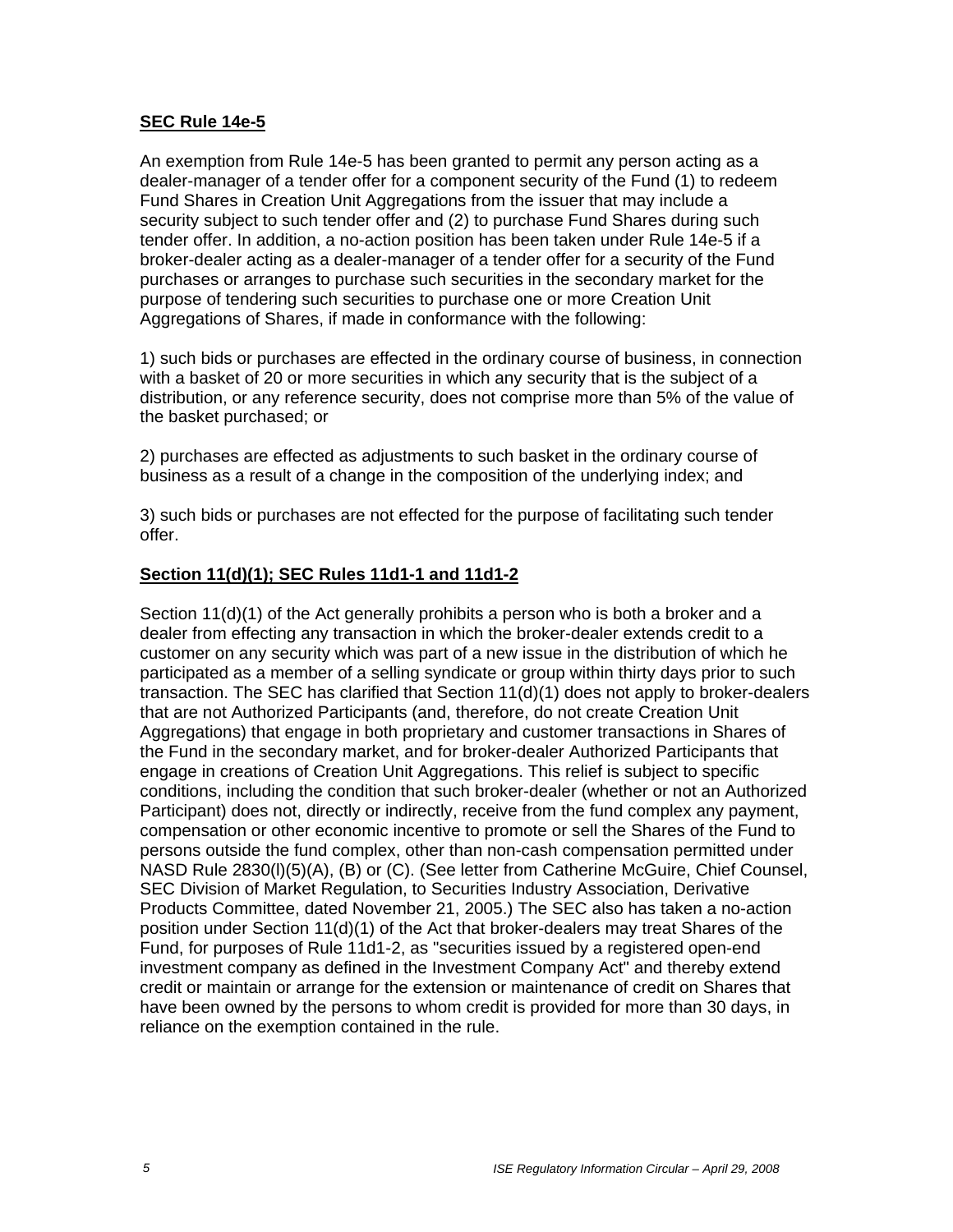**SEC Rule 14e-5**

An exemption from Rule 14e-5 has been granted to permit any person acting as a dealer-manager of a tender offer for a component security of the Fund (1) to redeem Fund Shares in Creation Unit Aggregations from the issuer that may include a security subject to such tender offer and (2) to purchase Fund Shares during such tender offer. In addition, a no-action position has been taken under Rule 14e-5 if a broker-dealer acting as a dealer-manager of a tender offer for a security of the Fund purchases or arranges to purchase such securities in the secondary market for the purpose of tendering such securities to purchase one or more Creation Unit Aggregations of Shares, if made in conformance with the following:

1) such bids or purchases are effected in the ordinary course of business, in connection with a basket of 20 or more securities in which any security that is the subject of a distribution, or any reference security, does not comprise more than 5% of the value of the basket purchased; or

2) purchases are effected as adjustments to such basket in the ordinary course of business as a result of a change in the composition of the underlying index; and

3) such bids or purchases are not effected for the purpose of facilitating such tender offer.

**Section 11(d)(1); SEC Rules 11d1-1 and 11d1-2**

Section 11(d)(1) of the Act generally prohibits a person who is both a broker and a dealer from effecting any transaction in which the broker-dealer extends credit to a customer on any security which was part of a new issue in the distribution of which he participated as a member of a selling syndicate or group within thirty days prior to such transaction. The SEC has clarified that Section 11(d)(1) does not apply to broker-dealers that are not Authorized Participants (and, therefore, do not create Creation Unit Aggregations) that engage in both proprietary and customer transactions in Shares of the Fund in the secondary market, and for broker-dealer Authorized Participants that engage in creations of Creation Unit Aggregations. This relief is subject to specific conditions, including the condition that such broker-dealer (whether or not an Authorized Participant) does not, directly or indirectly, receive from the fund complex any payment, compensation or other economic incentive to promote or sell the Shares of the Fund to persons outside the fund complex, other than non-cash compensation permitted under NASD Rule 2830(l)(5)(A), (B) or (C). (See letter from Catherine McGuire, Chief Counsel, SEC Division of Market Regulation, to Securities Industry Association, Derivative Products Committee, dated November 21, 2005.) The SEC also has taken a no-action position under Section 11(d)(1) of the Act that broker-dealers may treat Shares of the Fund, for purposes of Rule 11d1-2, as "securities issued by a registered open-end investment company as defined in the Investment Company Act" and thereby extend credit or maintain or arrange for the extension or maintenance of credit on Shares that have been owned by the persons to whom credit is provided for more than 30 days, in reliance on the exemption contained in the rule.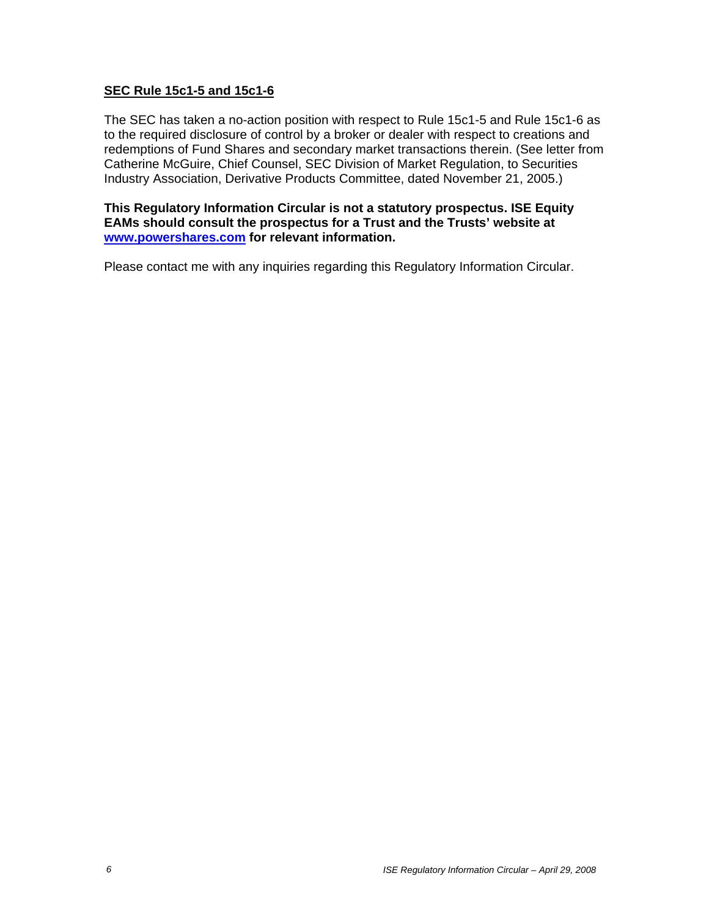## SEC Rule 15c1-5 and 15c1-6

The SEC has taken a no-action position with respect to Rule 15c1-5 and Rule 15c1-6 as to the required disclosure of control by a broker or dealer with respect to creations and redemptions of Fund Shares and secondary market transactions therein. (See letter from Catherine McGuire, Chief Counsel, SEC Division of Market Regulation, to Securities Industry Association, Derivative Products Committee, dated November 21, 2005.)

**This Regulatory Information Circular is not a statutory prospectus. ISE Equity EAMs should consult the prospectus for a Trust and the Trusts' website at [www.powershares.com](http://www.powershares.com) for relevant information.**

Please contact me with any inquiries regarding this Regulatory Information Circular.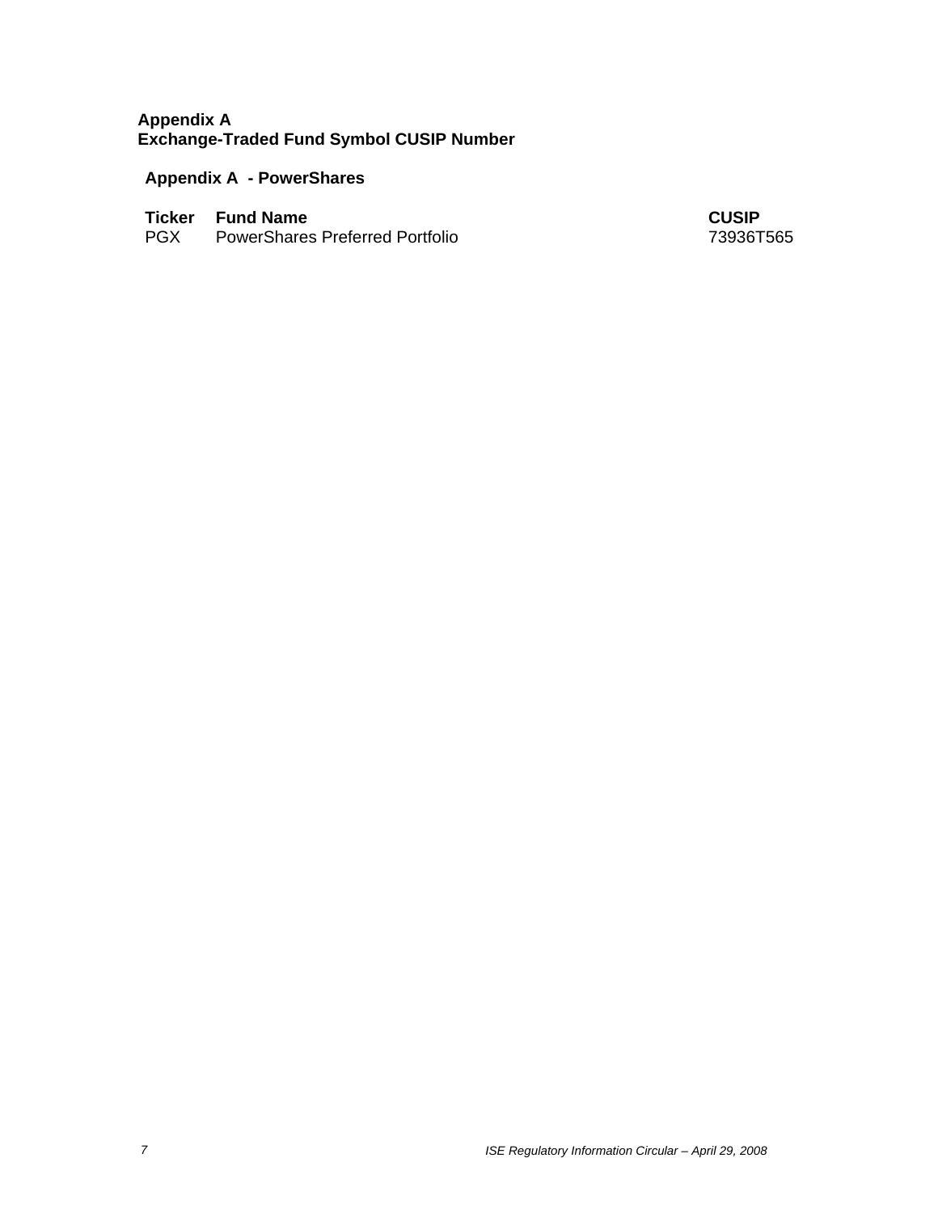**Appendix A**
**Exchange-Traded Fund Symbol CUSIP Number**

**Appendix A - PowerShares**

| Ticker | Fund Name | CUSIP |
| --- | --- | --- |
| PGX | PowerShares Preferred Portfolio | 73936T565 |